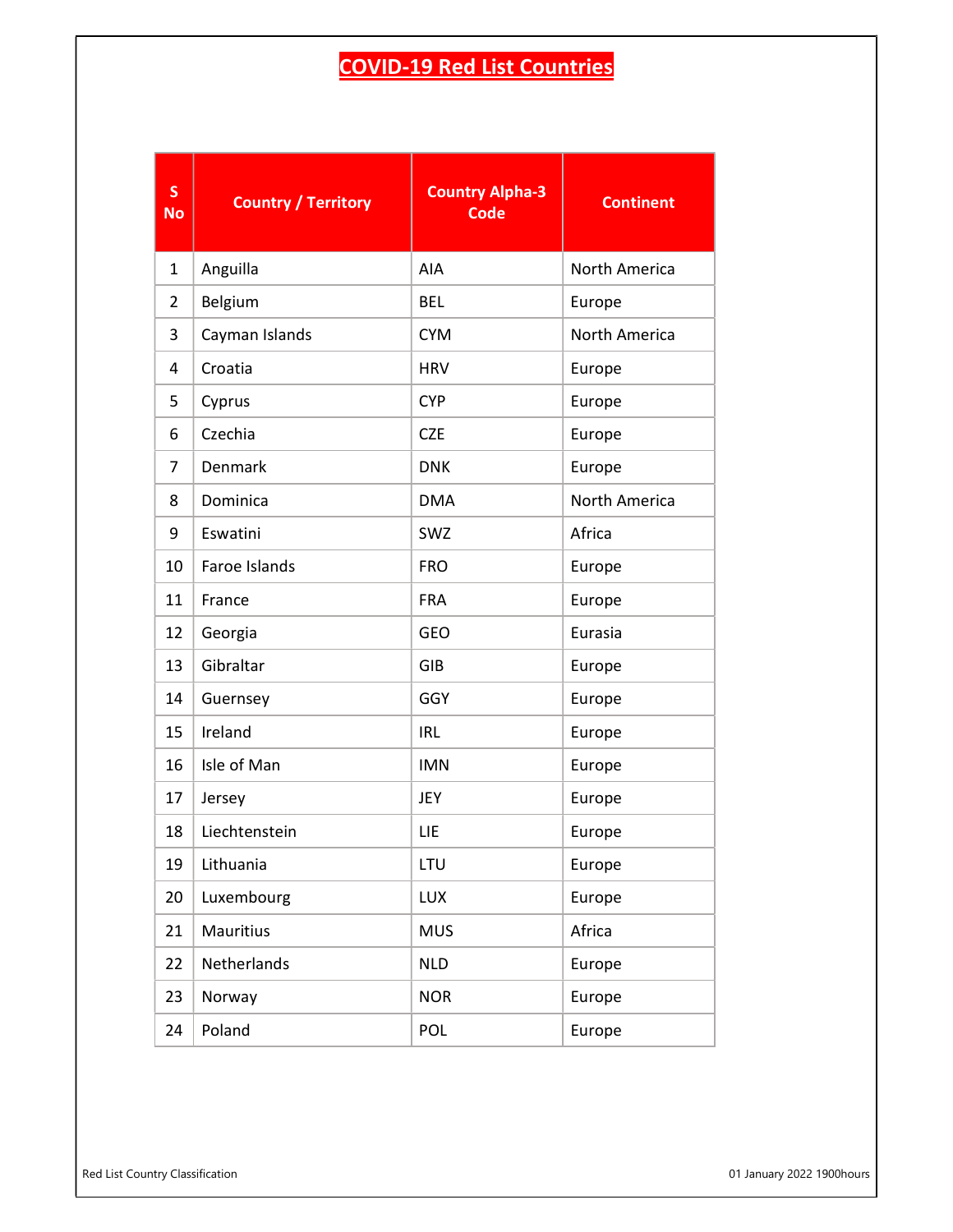# COVID-19 Red List Countries

| S No | Country / Territory | Country Alpha-3 Code | Continent |
|---|---|---|---|
| 1 | Anguilla | AIA | North America |
| 2 | Belgium | BEL | Europe |
| 3 | Cayman Islands | CYM | North America |
| 4 | Croatia | HRV | Europe |
| 5 | Cyprus | CYP | Europe |
| 6 | Czechia | CZE | Europe |
| 7 | Denmark | DNK | Europe |
| 8 | Dominica | DMA | North America |
| 9 | Eswatini | SWZ | Africa |
| 10 | Faroe Islands | FRO | Europe |
| 11 | France | FRA | Europe |
| 12 | Georgia | GEO | Eurasia |
| 13 | Gibraltar | GIB | Europe |
| 14 | Guernsey | GGY | Europe |
| 15 | Ireland | IRL | Europe |
| 16 | Isle of Man | IMN | Europe |
| 17 | Jersey | JEY | Europe |
| 18 | Liechtenstein | LIE | Europe |
| 19 | Lithuania | LTU | Europe |
| 20 | Luxembourg | LUX | Europe |
| 21 | Mauritius | MUS | Africa |
| 22 | Netherlands | NLD | Europe |
| 23 | Norway | NOR | Europe |
| 24 | Poland | POL | Europe |

Red List Country Classification 01 January 2022 1900hours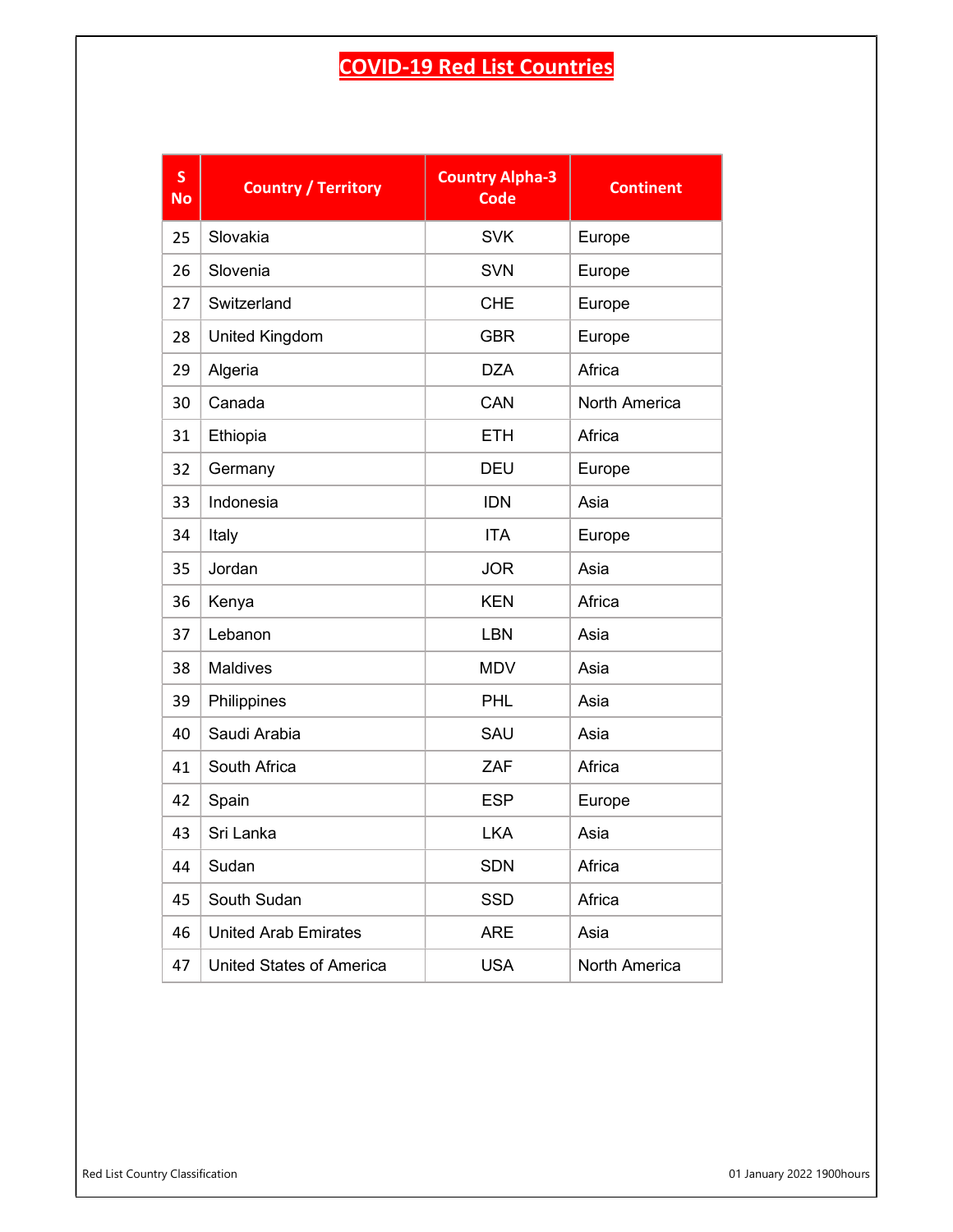# COVID-19 Red List Countries

| S No | Country / Territory | Country Alpha-3 Code | Continent |
|---|---|---|---|
| 25 | Slovakia | SVK | Europe |
| 26 | Slovenia | SVN | Europe |
| 27 | Switzerland | CHE | Europe |
| 28 | United Kingdom | GBR | Europe |
| 29 | Algeria | DZA | Africa |
| 30 | Canada | CAN | North America |
| 31 | Ethiopia | ETH | Africa |
| 32 | Germany | DEU | Europe |
| 33 | Indonesia | IDN | Asia |
| 34 | Italy | ITA | Europe |
| 35 | Jordan | JOR | Asia |
| 36 | Kenya | KEN | Africa |
| 37 | Lebanon | LBN | Asia |
| 38 | Maldives | MDV | Asia |
| 39 | Philippines | PHL | Asia |
| 40 | Saudi Arabia | SAU | Asia |
| 41 | South Africa | ZAF | Africa |
| 42 | Spain | ESP | Europe |
| 43 | Sri Lanka | LKA | Asia |
| 44 | Sudan | SDN | Africa |
| 45 | South Sudan | SSD | Africa |
| 46 | United Arab Emirates | ARE | Asia |
| 47 | United States of America | USA | North America |

Red List Country Classification

01 January 2022 1900hours